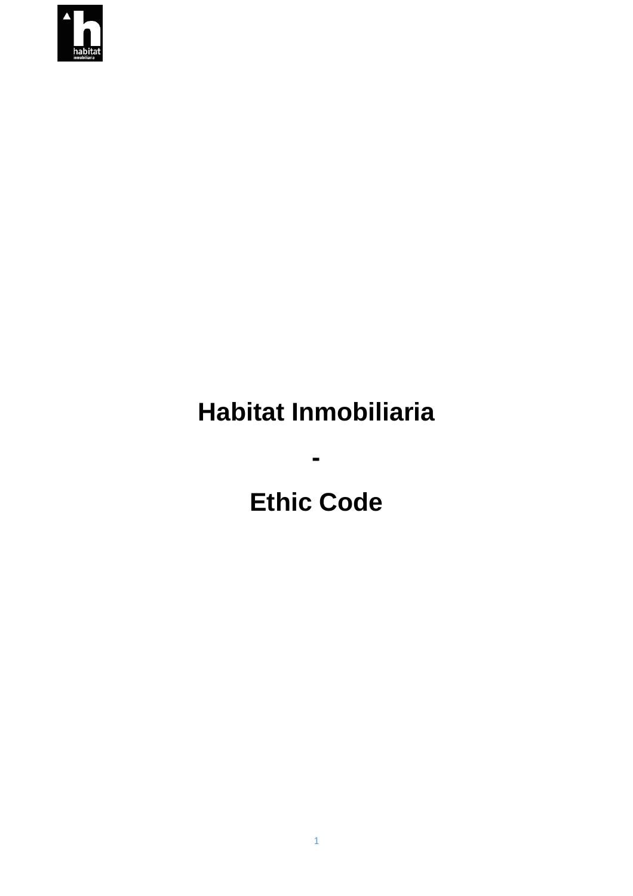# Habitat Inmobiliaria

**-**

# Ethic Code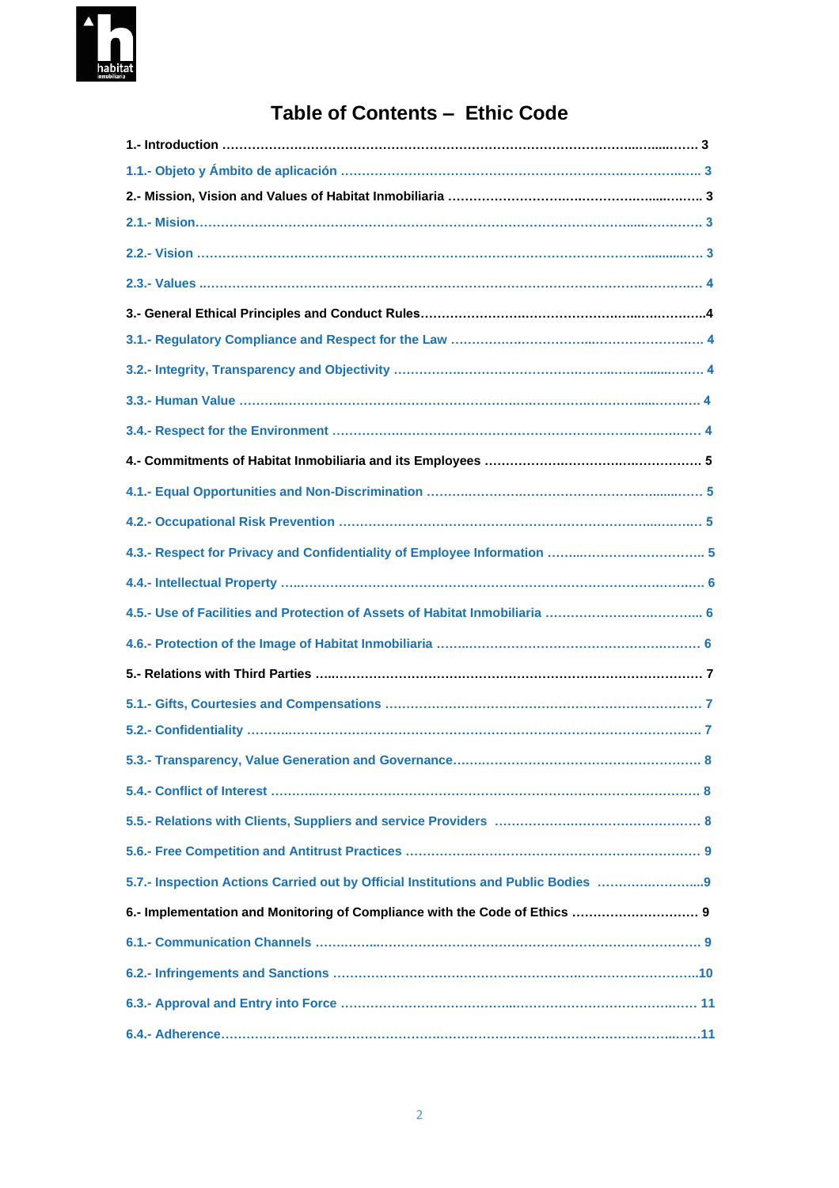# Table of Contents – Ethic Code

**1.- Introduction ........................................................................................................... 3**

1.1.- Objeto y Ámbito de aplicación ........................................................................... 3

**2.- Mission, Vision and Values of Habitat Inmobiliaria ............................................ 3**

2.1.- Mision....................................................................................................................... 3

2.2.- Vision ....................................................................................................................... 3

2.3.- Values ...................................................................................................................... 4

**3.- General Ethical Principles and Conduct Rules........................................................4**

3.1.- Regulatory Compliance and Respect for the Law ................................................ 4

3.2.- Integrity, Transparency and Objectivity ............................................................... 4

3.3.- Human Value ........................................................................................................... 4

3.4.- Respect for the Environment ................................................................................. 4

**4.- Commitments of Habitat Inmobiliaria and its Employees .................................... 5**

4.1.- Equal Opportunities and Non-Discrimination ........................................................ 5

4.2.- Occupational Risk Prevention ................................................................................ 5

4.3.- Respect for Privacy and Confidentiality of Employee Information ....................... 5

4.4.- Intellectual Property ................................................................................................ 6

4.5.- Use of Facilities and Protection of Assets of Habitat Inmobiliaria ....................... 6

4.6.- Protection of the Image of Habitat Inmobiliaria .................................................... 6

**5.- Relations with Third Parties .................................................................................... 7**

5.1.- Gifts, Courtesies and Compensations ................................................................... 7

5.2.- Confidentiality .......................................................................................................... 7

5.3.- Transparency, Value Generation and Governance................................................ 8

5.4.- Conflict of Interest .................................................................................................... 8

5.5.- Relations with Clients, Suppliers and service Providers ...................................... 8

5.6.- Free Competition and Antitrust Practices ............................................................. 9

5.7.- Inspection Actions Carried out by Official Institutions and Public Bodies ..........9

**6.- Implementation and Monitoring of Compliance with the Code of Ethics ............ 9**

6.1.- Communication Channels ........................................................................................ 9

6.2.- Infringements and Sanctions ..................................................................................10

6.3.- Approval and Entry into Force ................................................................................ 11

6.4.- Adherence.................................................................................................................11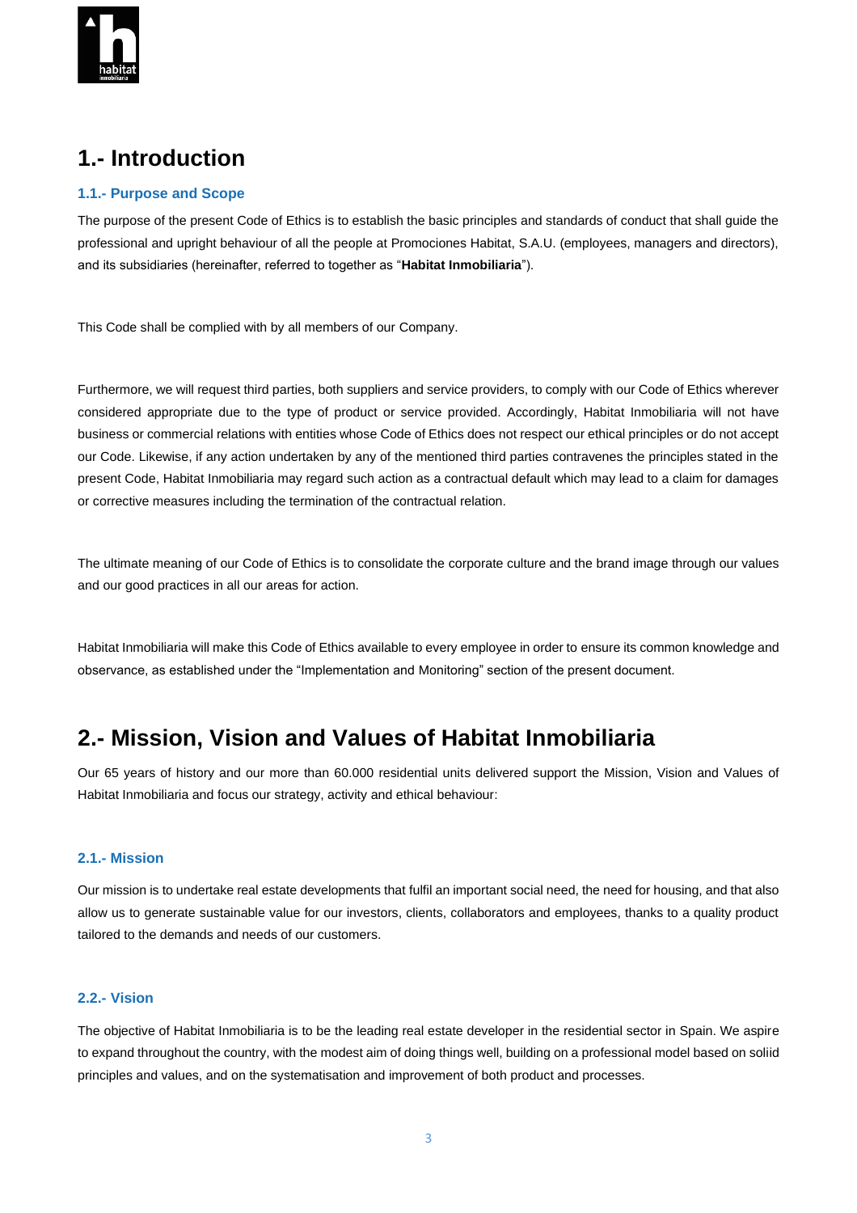# 1.- Introduction

### 1.1.- Purpose and Scope

The purpose of the present Code of Ethics is to establish the basic principles and standards of conduct that shall guide the professional and upright behaviour of all the people at Promociones Habitat, S.A.U. (employees, managers and directors), and its subsidiaries (hereinafter, referred to together as "**Habitat Inmobiliaria**").

This Code shall be complied with by all members of our Company.

Furthermore, we will request third parties, both suppliers and service providers, to comply with our Code of Ethics wherever considered appropriate due to the type of product or service provided. Accordingly, Habitat Inmobiliaria will not have business or commercial relations with entities whose Code of Ethics does not respect our ethical principles or do not accept our Code. Likewise, if any action undertaken by any of the mentioned third parties contravenes the principles stated in the present Code, Habitat Inmobiliaria may regard such action as a contractual default which may lead to a claim for damages or corrective measures including the termination of the contractual relation.

The ultimate meaning of our Code of Ethics is to consolidate the corporate culture and the brand image through our values and our good practices in all our areas for action.

Habitat Inmobiliaria will make this Code of Ethics available to every employee in order to ensure its common knowledge and observance, as established under the "Implementation and Monitoring" section of the present document.

# 2.- Mission, Vision and Values of Habitat Inmobiliaria

Our 65 years of history and our more than 60.000 residential units delivered support the Mission, Vision and Values of Habitat Inmobiliaria and focus our strategy, activity and ethical behaviour:

### 2.1.- Mission

Our mission is to undertake real estate developments that fulfil an important social need, the need for housing, and that also allow us to generate sustainable value for our investors, clients, collaborators and employees, thanks to a quality product tailored to the demands and needs of our customers.

### 2.2.- Vision

The objective of Habitat Inmobiliaria is to be the leading real estate developer in the residential sector in Spain. We aspire to expand throughout the country, with the modest aim of doing things well, building on a professional model based on soliid principles and values, and on the systematisation and improvement of both product and processes.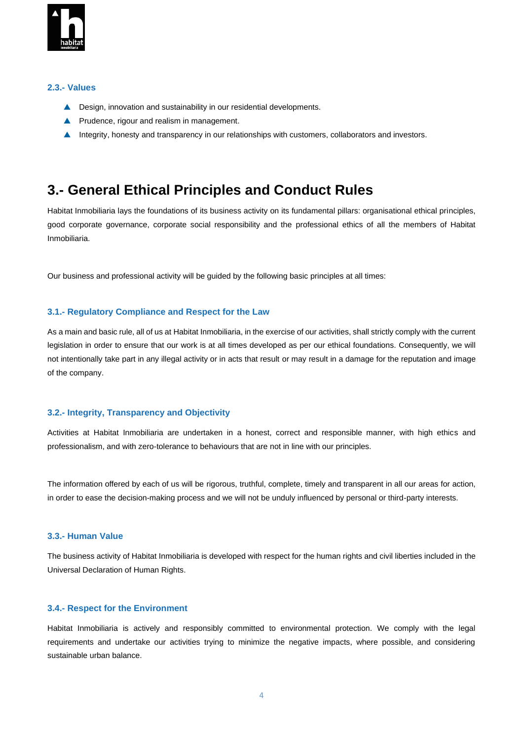### 2.3.- Values

- Design, innovation and sustainability in our residential developments.
- Prudence, rigour and realism in management.
- Integrity, honesty and transparency in our relationships with customers, collaborators and investors.

# 3.- General Ethical Principles and Conduct Rules

Habitat Inmobiliaria lays the foundations of its business activity on its fundamental pillars: organisational ethical principles, good corporate governance, corporate social responsibility and the professional ethics of all the members of Habitat Inmobiliaria.

Our business and professional activity will be guided by the following basic principles at all times:

### 3.1.- Regulatory Compliance and Respect for the Law

As a main and basic rule, all of us at Habitat Inmobiliaria, in the exercise of our activities, shall strictly comply with the current legislation in order to ensure that our work is at all times developed as per our ethical foundations. Consequently, we will not intentionally take part in any illegal activity or in acts that result or may result in a damage for the reputation and image of the company.

### 3.2.- Integrity, Transparency and Objectivity

Activities at Habitat Inmobiliaria are undertaken in a honest, correct and responsible manner, with high ethics and professionalism, and with zero-tolerance to behaviours that are not in line with our principles.

The information offered by each of us will be rigorous, truthful, complete, timely and transparent in all our areas for action, in order to ease the decision-making process and we will not be unduly influenced by personal or third-party interests.

### 3.3.- Human Value

The business activity of Habitat Inmobiliaria is developed with respect for the human rights and civil liberties included in the Universal Declaration of Human Rights.

### 3.4.- Respect for the Environment

Habitat Inmobiliaria is actively and responsibly committed to environmental protection. We comply with the legal requirements and undertake our activities trying to minimize the negative impacts, where possible, and considering sustainable urban balance.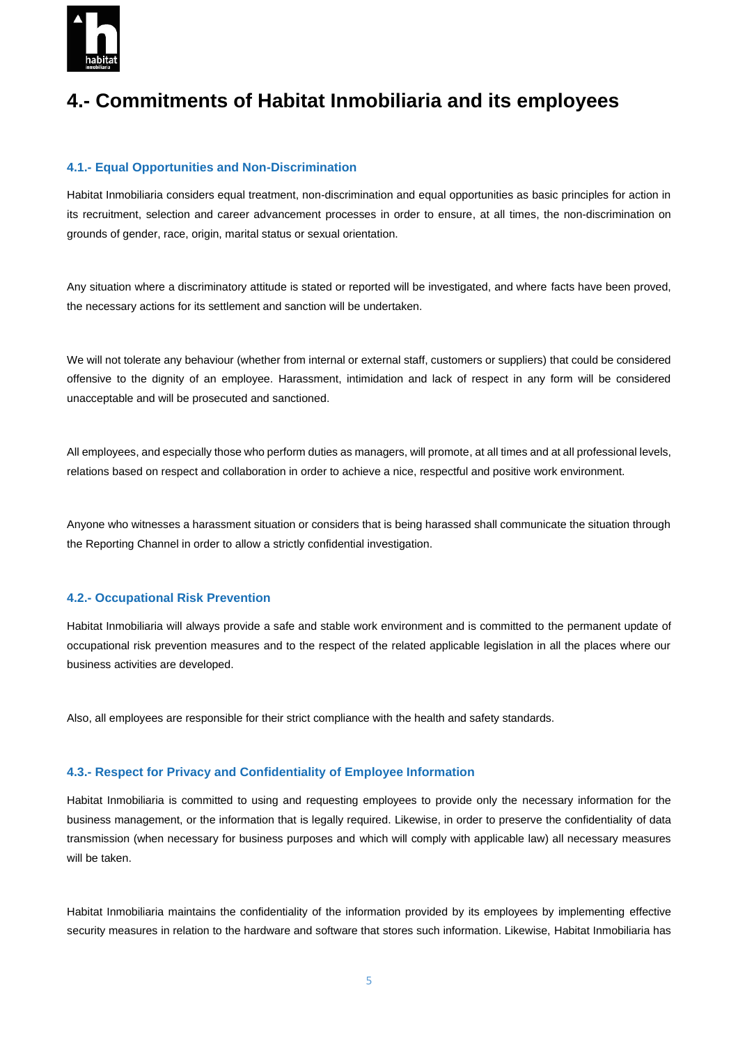# 4.- Commitments of Habitat Inmobiliaria and its employees

### 4.1.- Equal Opportunities and Non-Discrimination

Habitat Inmobiliaria considers equal treatment, non-discrimination and equal opportunities as basic principles for action in its recruitment, selection and career advancement processes in order to ensure, at all times, the non-discrimination on grounds of gender, race, origin, marital status or sexual orientation.

Any situation where a discriminatory attitude is stated or reported will be investigated, and where facts have been proved, the necessary actions for its settlement and sanction will be undertaken.

We will not tolerate any behaviour (whether from internal or external staff, customers or suppliers) that could be considered offensive to the dignity of an employee. Harassment, intimidation and lack of respect in any form will be considered unacceptable and will be prosecuted and sanctioned.

All employees, and especially those who perform duties as managers, will promote, at all times and at all professional levels, relations based on respect and collaboration in order to achieve a nice, respectful and positive work environment.

Anyone who witnesses a harassment situation or considers that is being harassed shall communicate the situation through the Reporting Channel in order to allow a strictly confidential investigation.

### 4.2.- Occupational Risk Prevention

Habitat Inmobiliaria will always provide a safe and stable work environment and is committed to the permanent update of occupational risk prevention measures and to the respect of the related applicable legislation in all the places where our business activities are developed.

Also, all employees are responsible for their strict compliance with the health and safety standards.

### 4.3.- Respect for Privacy and Confidentiality of Employee Information

Habitat Inmobiliaria is committed to using and requesting employees to provide only the necessary information for the business management, or the information that is legally required. Likewise, in order to preserve the confidentiality of data transmission (when necessary for business purposes and which will comply with applicable law) all necessary measures will be taken.

Habitat Inmobiliaria maintains the confidentiality of the information provided by its employees by implementing effective security measures in relation to the hardware and software that stores such information. Likewise, Habitat Inmobiliaria has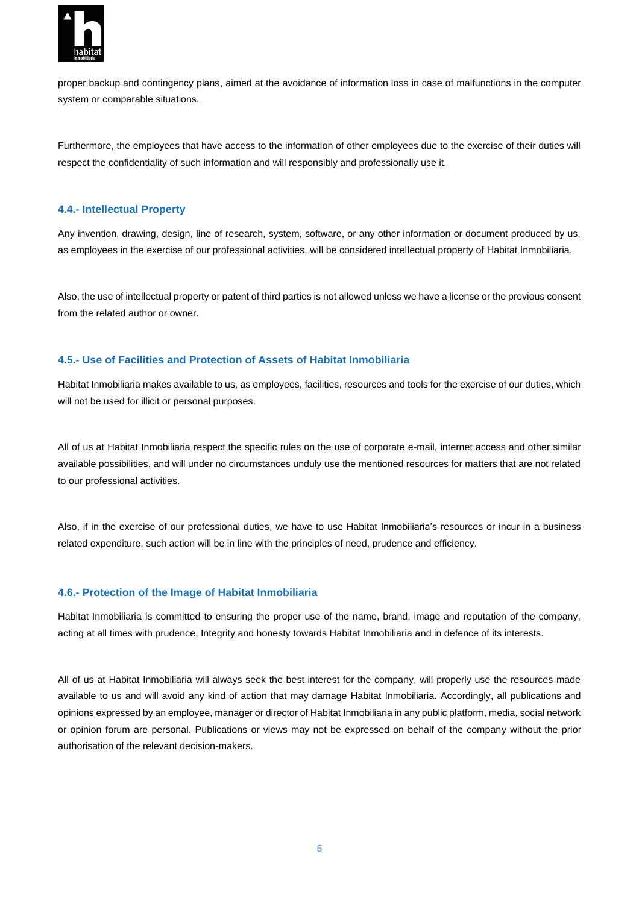proper backup and contingency plans, aimed at the avoidance of information loss in case of malfunctions in the computer system or comparable situations.

Furthermore, the employees that have access to the information of other employees due to the exercise of their duties will respect the confidentiality of such information and will responsibly and professionally use it.

### 4.4.- Intellectual Property

Any invention, drawing, design, line of research, system, software, or any other information or document produced by us, as employees in the exercise of our professional activities, will be considered intellectual property of Habitat Inmobiliaria.

Also, the use of intellectual property or patent of third parties is not allowed unless we have a license or the previous consent from the related author or owner.

### 4.5.- Use of Facilities and Protection of Assets of Habitat Inmobiliaria

Habitat Inmobiliaria makes available to us, as employees, facilities, resources and tools for the exercise of our duties, which will not be used for illicit or personal purposes.

All of us at Habitat Inmobiliaria respect the specific rules on the use of corporate e-mail, internet access and other similar available possibilities, and will under no circumstances unduly use the mentioned resources for matters that are not related to our professional activities.

Also, if in the exercise of our professional duties, we have to use Habitat Inmobiliaria's resources or incur in a business related expenditure, such action will be in line with the principles of need, prudence and efficiency.

### 4.6.- Protection of the Image of Habitat Inmobiliaria

Habitat Inmobiliaria is committed to ensuring the proper use of the name, brand, image and reputation of the company, acting at all times with prudence, Integrity and honesty towards Habitat Inmobiliaria and in defence of its interests.

All of us at Habitat Inmobiliaria will always seek the best interest for the company, will properly use the resources made available to us and will avoid any kind of action that may damage Habitat Inmobiliaria. Accordingly, all publications and opinions expressed by an employee, manager or director of Habitat Inmobiliaria in any public platform, media, social network or opinion forum are personal. Publications or views may not be expressed on behalf of the company without the prior authorisation of the relevant decision-makers.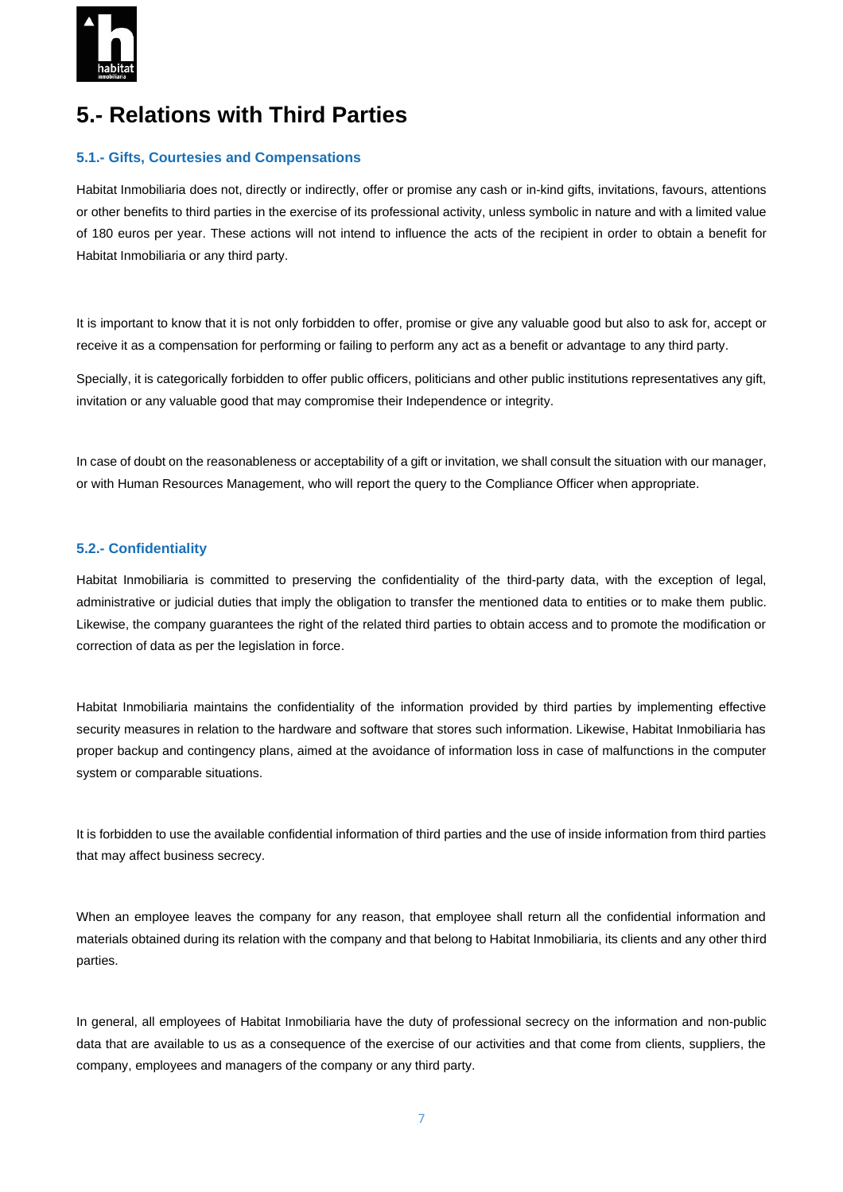# 5.- Relations with Third Parties

### 5.1.- Gifts, Courtesies and Compensations

Habitat Inmobiliaria does not, directly or indirectly, offer or promise any cash or in-kind gifts, invitations, favours, attentions or other benefits to third parties in the exercise of its professional activity, unless symbolic in nature and with a limited value of 180 euros per year. These actions will not intend to influence the acts of the recipient in order to obtain a benefit for Habitat Inmobiliaria or any third party.

It is important to know that it is not only forbidden to offer, promise or give any valuable good but also to ask for, accept or receive it as a compensation for performing or failing to perform any act as a benefit or advantage to any third party.

Specially, it is categorically forbidden to offer public officers, politicians and other public institutions representatives any gift, invitation or any valuable good that may compromise their Independence or integrity.

In case of doubt on the reasonableness or acceptability of a gift or invitation, we shall consult the situation with our manager, or with Human Resources Management, who will report the query to the Compliance Officer when appropriate.

### 5.2.- Confidentiality

Habitat Inmobiliaria is committed to preserving the confidentiality of the third-party data, with the exception of legal, administrative or judicial duties that imply the obligation to transfer the mentioned data to entities or to make them public. Likewise, the company guarantees the right of the related third parties to obtain access and to promote the modification or correction of data as per the legislation in force.

Habitat Inmobiliaria maintains the confidentiality of the information provided by third parties by implementing effective security measures in relation to the hardware and software that stores such information. Likewise, Habitat Inmobiliaria has proper backup and contingency plans, aimed at the avoidance of information loss in case of malfunctions in the computer system or comparable situations.

It is forbidden to use the available confidential information of third parties and the use of inside information from third parties that may affect business secrecy.

When an employee leaves the company for any reason, that employee shall return all the confidential information and materials obtained during its relation with the company and that belong to Habitat Inmobiliaria, its clients and any other third parties.

In general, all employees of Habitat Inmobiliaria have the duty of professional secrecy on the information and non-public data that are available to us as a consequence of the exercise of our activities and that come from clients, suppliers, the company, employees and managers of the company or any third party.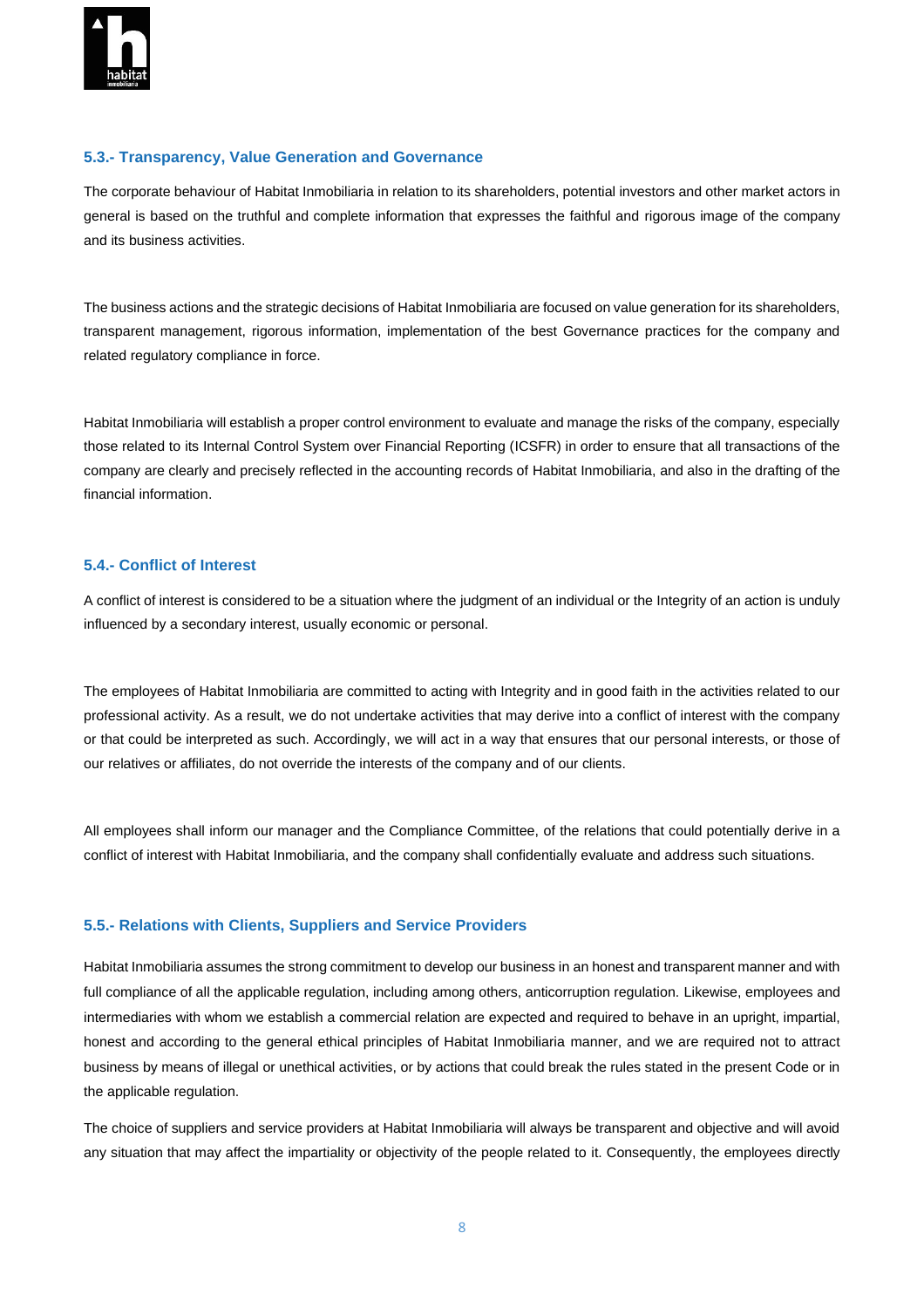### 5.3.- Transparency, Value Generation and Governance

The corporate behaviour of Habitat Inmobiliaria in relation to its shareholders, potential investors and other market actors in general is based on the truthful and complete information that expresses the faithful and rigorous image of the company and its business activities.

The business actions and the strategic decisions of Habitat Inmobiliaria are focused on value generation for its shareholders, transparent management, rigorous information, implementation of the best Governance practices for the company and related regulatory compliance in force.

Habitat Inmobiliaria will establish a proper control environment to evaluate and manage the risks of the company, especially those related to its Internal Control System over Financial Reporting (ICSFR) in order to ensure that all transactions of the company are clearly and precisely reflected in the accounting records of Habitat Inmobiliaria, and also in the drafting of the financial information.

### 5.4.- Conflict of Interest

A conflict of interest is considered to be a situation where the judgment of an individual or the Integrity of an action is unduly influenced by a secondary interest, usually economic or personal.

The employees of Habitat Inmobiliaria are committed to acting with Integrity and in good faith in the activities related to our professional activity. As a result, we do not undertake activities that may derive into a conflict of interest with the company or that could be interpreted as such. Accordingly, we will act in a way that ensures that our personal interests, or those of our relatives or affiliates, do not override the interests of the company and of our clients.

All employees shall inform our manager and the Compliance Committee, of the relations that could potentially derive in a conflict of interest with Habitat Inmobiliaria, and the company shall confidentially evaluate and address such situations.

### 5.5.- Relations with Clients, Suppliers and Service Providers

Habitat Inmobiliaria assumes the strong commitment to develop our business in an honest and transparent manner and with full compliance of all the applicable regulation, including among others, anticorruption regulation. Likewise, employees and intermediaries with whom we establish a commercial relation are expected and required to behave in an upright, impartial, honest and according to the general ethical principles of Habitat Inmobiliaria manner, and we are required not to attract business by means of illegal or unethical activities, or by actions that could break the rules stated in the present Code or in the applicable regulation.

The choice of suppliers and service providers at Habitat Inmobiliaria will always be transparent and objective and will avoid any situation that may affect the impartiality or objectivity of the people related to it. Consequently, the employees directly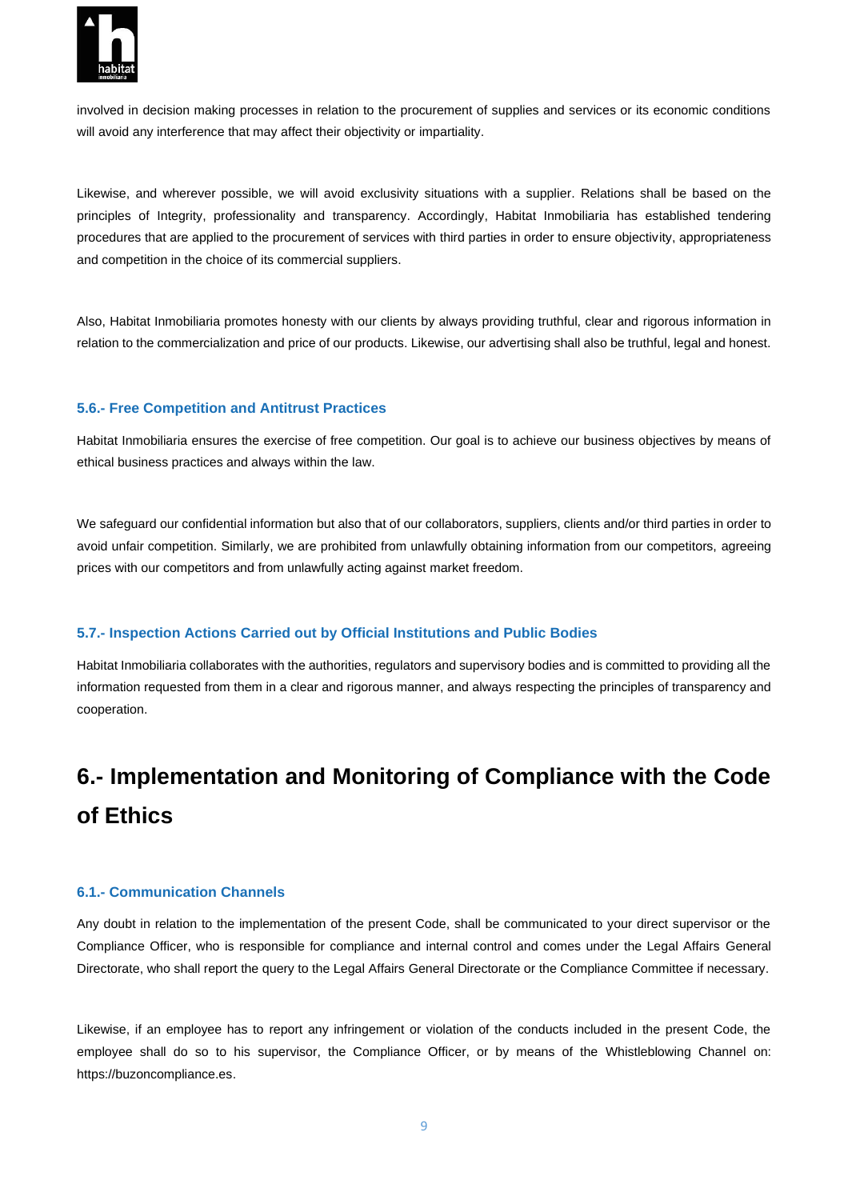involved in decision making processes in relation to the procurement of supplies and services or its economic conditions will avoid any interference that may affect their objectivity or impartiality.

Likewise, and wherever possible, we will avoid exclusivity situations with a supplier. Relations shall be based on the principles of Integrity, professionality and transparency. Accordingly, Habitat Inmobiliaria has established tendering procedures that are applied to the procurement of services with third parties in order to ensure objectivity, appropriateness and competition in the choice of its commercial suppliers.

Also, Habitat Inmobiliaria promotes honesty with our clients by always providing truthful, clear and rigorous information in relation to the commercialization and price of our products. Likewise, our advertising shall also be truthful, legal and honest.

### 5.6.- Free Competition and Antitrust Practices

Habitat Inmobiliaria ensures the exercise of free competition. Our goal is to achieve our business objectives by means of ethical business practices and always within the law.

We safeguard our confidential information but also that of our collaborators, suppliers, clients and/or third parties in order to avoid unfair competition. Similarly, we are prohibited from unlawfully obtaining information from our competitors, agreeing prices with our competitors and from unlawfully acting against market freedom.

### 5.7.- Inspection Actions Carried out by Official Institutions and Public Bodies

Habitat Inmobiliaria collaborates with the authorities, regulators and supervisory bodies and is committed to providing all the information requested from them in a clear and rigorous manner, and always respecting the principles of transparency and cooperation.

## 6.- Implementation and Monitoring of Compliance with the Code of Ethics

### 6.1.- Communication Channels

Any doubt in relation to the implementation of the present Code, shall be communicated to your direct supervisor or the Compliance Officer, who is responsible for compliance and internal control and comes under the Legal Affairs General Directorate, who shall report the query to the Legal Affairs General Directorate or the Compliance Committee if necessary.

Likewise, if an employee has to report any infringement or violation of the conducts included in the present Code, the employee shall do so to his supervisor, the Compliance Officer, or by means of the Whistleblowing Channel on: https://buzoncompliance.es.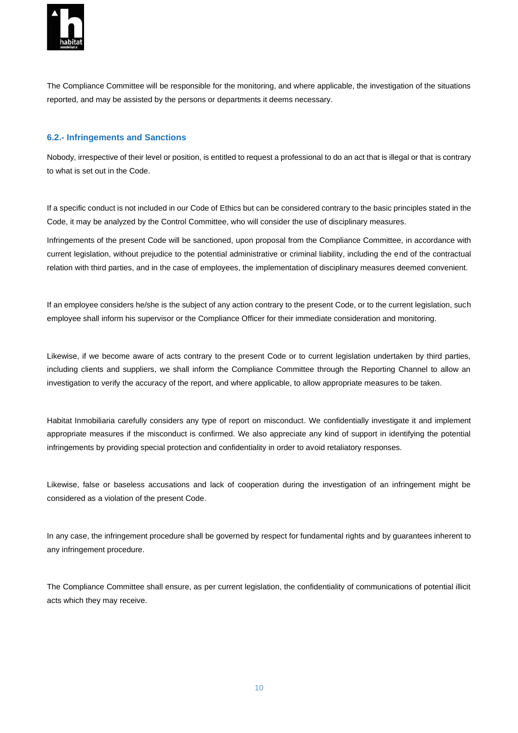The Compliance Committee will be responsible for the monitoring, and where applicable, the investigation of the situations reported, and may be assisted by the persons or departments it deems necessary.

### 6.2.- Infringements and Sanctions

Nobody, irrespective of their level or position, is entitled to request a professional to do an act that is illegal or that is contrary to what is set out in the Code.

If a specific conduct is not included in our Code of Ethics but can be considered contrary to the basic principles stated in the Code, it may be analyzed by the Control Committee, who will consider the use of disciplinary measures.

Infringements of the present Code will be sanctioned, upon proposal from the Compliance Committee, in accordance with current legislation, without prejudice to the potential administrative or criminal liability, including the end of the contractual relation with third parties, and in the case of employees, the implementation of disciplinary measures deemed convenient.

If an employee considers he/she is the subject of any action contrary to the present Code, or to the current legislation, such employee shall inform his supervisor or the Compliance Officer for their immediate consideration and monitoring.

Likewise, if we become aware of acts contrary to the present Code or to current legislation undertaken by third parties, including clients and suppliers, we shall inform the Compliance Committee through the Reporting Channel to allow an investigation to verify the accuracy of the report, and where applicable, to allow appropriate measures to be taken.

Habitat Inmobiliaria carefully considers any type of report on misconduct. We confidentially investigate it and implement appropriate measures if the misconduct is confirmed. We also appreciate any kind of support in identifying the potential infringements by providing special protection and confidentiality in order to avoid retaliatory responses.

Likewise, false or baseless accusations and lack of cooperation during the investigation of an infringement might be considered as a violation of the present Code.

In any case, the infringement procedure shall be governed by respect for fundamental rights and by guarantees inherent to any infringement procedure.

The Compliance Committee shall ensure, as per current legislation, the confidentiality of communications of potential illicit acts which they may receive.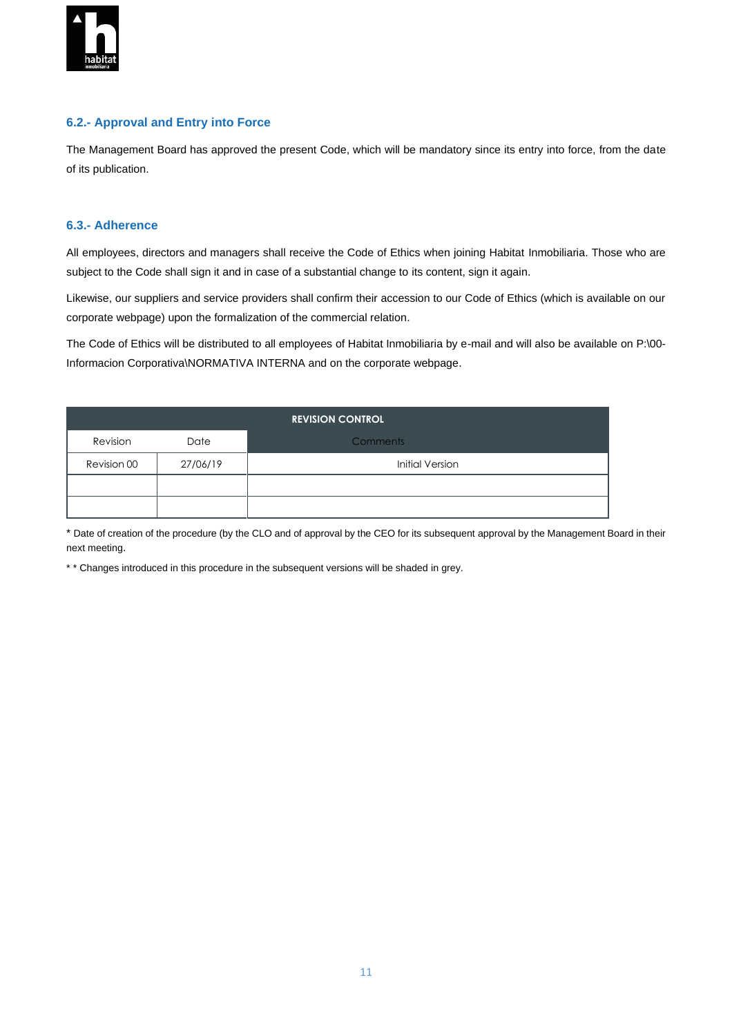### 6.2.- Approval and Entry into Force

The Management Board has approved the present Code, which will be mandatory since its entry into force, from the date of its publication.

### 6.3.- Adherence

All employees, directors and managers shall receive the Code of Ethics when joining Habitat Inmobiliaria. Those who are subject to the Code shall sign it and in case of a substantial change to its content, sign it again.

Likewise, our suppliers and service providers shall confirm their accession to our Code of Ethics (which is available on our corporate webpage) upon the formalization of the commercial relation.

The Code of Ethics will be distributed to all employees of Habitat Inmobiliaria by e-mail and will also be available on P:\00-Informacion Corporativa\NORMATIVA INTERNA and on the corporate webpage.

| REVISION CONTROL | | |
|---|---|---|
| Revision | Date | Comments |
| Revision 00 | 27/06/19 | Initial Version |
| | | |
| | | |

* Date of creation of the procedure (by the CLO and of approval by the CEO for its subsequent approval by the Management Board in their next meeting.

* * Changes introduced in this procedure in the subsequent versions will be shaded in grey.